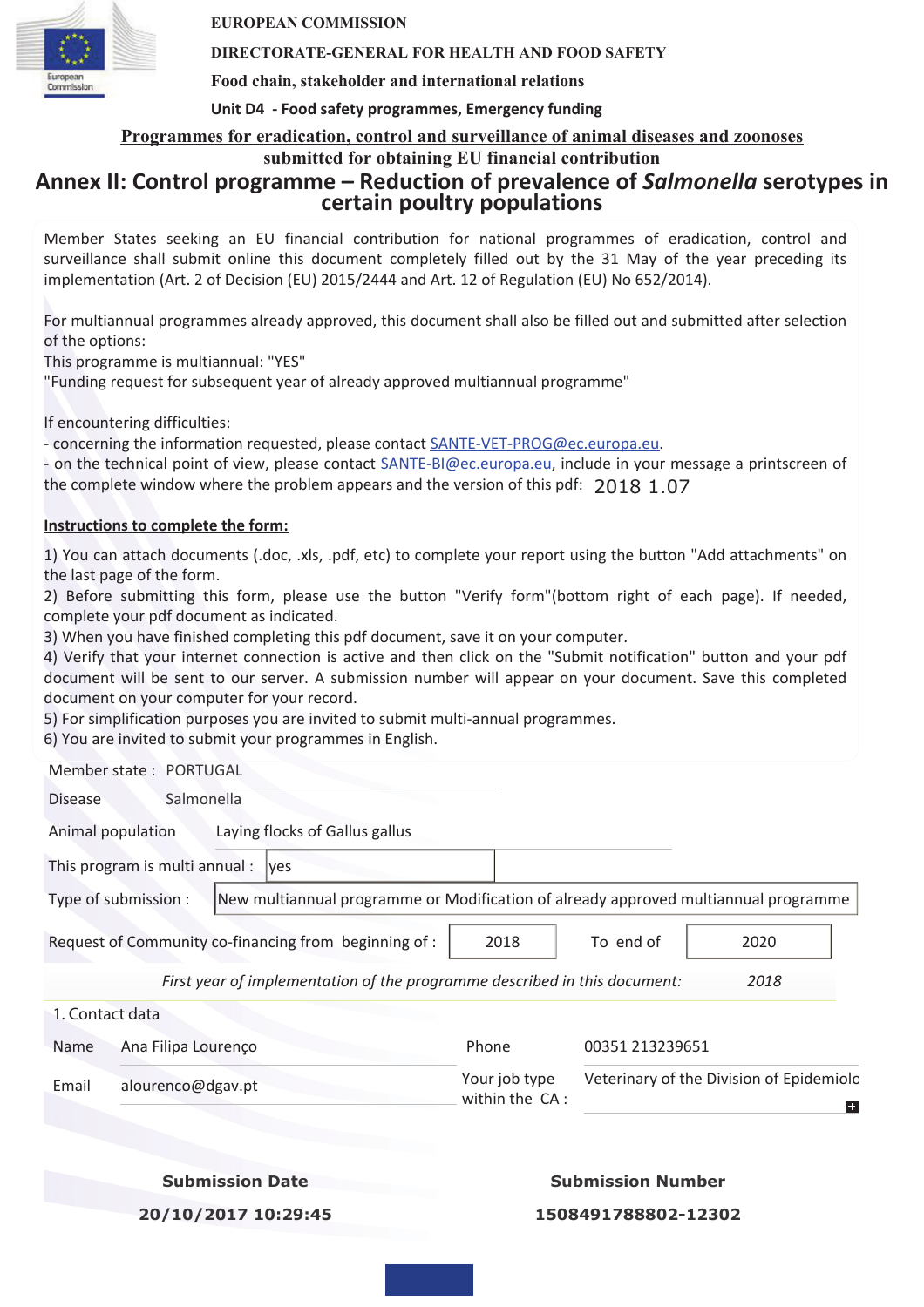EUROPEAN COMMISSION

DIRECTORATE-GENERAL FOR HEALTH AND FOOD SAFETY

Food chain, stakeholder and international relations

Unit D4 - Food safety programmes, Emergency funding

**Programmes for eradication, control and surveillance of animal diseases and zoonoses submitted for obtaining EU financial contribution**

# Annex II: Control programme – Reduction of prevalence of *Salmonella* serotypes in certain poultry populations

Member States seeking an EU financial contribution for national programmes of eradication, control and surveillance shall submit online this document completely filled out by the 31 May of the year preceding its implementation (Art. 2 of Decision (EU) 2015/2444 and Art. 12 of Regulation (EU) No 652/2014).

For multiannual programmes already approved, this document shall also be filled out and submitted after selection of the options:
This programme is multiannual: "YES"
"Funding request for subsequent year of already approved multiannual programme"

If encountering difficulties:
- concerning the information requested, please contact SANTE-VET-PROG@ec.europa.eu.
- on the technical point of view, please contact SANTE-BI@ec.europa.eu, include in your message a printscreen of the complete window where the problem appears and the version of this pdf: 2018 1.07

**Instructions to complete the form:**

1) You can attach documents (.doc, .xls, .pdf, etc) to complete your report using the button "Add attachments" on the last page of the form.
2) Before submitting this form, please use the button "Verify form"(bottom right of each page). If needed, complete your pdf document as indicated.
3) When you have finished completing this pdf document, save it on your computer.
4) Verify that your internet connection is active and then click on the "Submit notification" button and your pdf document will be sent to our server. A submission number will appear on your document. Save this completed document on your computer for your record.
5) For simplification purposes you are invited to submit multi-annual programmes.
6) You are invited to submit your programmes in English.

Member state : PORTUGAL

Disease: Salmonella

Animal population: Laying flocks of Gallus gallus

This program is multi annual : yes

Type of submission : New multiannual programme or Modification of already approved multiannual programme

Request of Community co-financing from beginning of : 2018 To end of 2020

*First year of implementation of the programme described in this document: 2018*

1. Contact data

| Name | Ana Filipa Lourenço | Phone | 00351 213239651 |
|---|---|---|---|
| Email | alourenco@dgav.pt | Your job type within the CA : | Veterinary of the Division of Epidemiolo |

| Submission Date | Submission Number |
|---|---|
| 20/10/2017 10:29:45 | 1508491788802-12302 |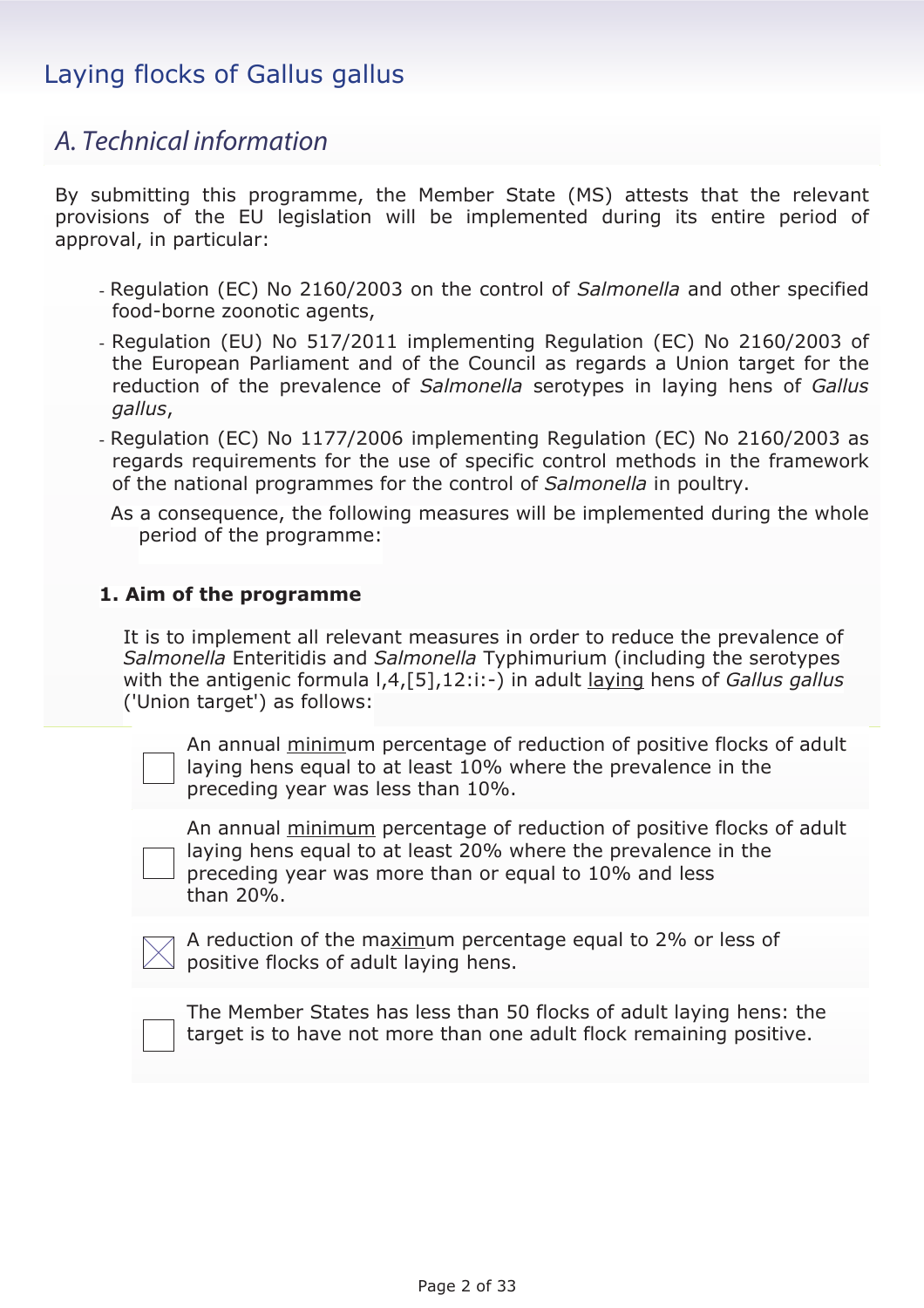# Laying flocks of Gallus gallus

## A. Technical information

By submitting this programme, the Member State (MS) attests that the relevant provisions of the EU legislation will be implemented during its entire period of approval, in particular:

- Regulation (EC) No 2160/2003 on the control of *Salmonella* and other specified food-borne zoonotic agents,
- Regulation (EU) No 517/2011 implementing Regulation (EC) No 2160/2003 of the European Parliament and of the Council as regards a Union target for the reduction of the prevalence of *Salmonella* serotypes in laying hens of *Gallus gallus*,
- Regulation (EC) No 1177/2006 implementing Regulation (EC) No 2160/2003 as regards requirements for the use of specific control methods in the framework of the national programmes for the control of *Salmonella* in poultry.

As a consequence, the following measures will be implemented during the whole period of the programme:

### 1. Aim of the programme

It is to implement all relevant measures in order to reduce the prevalence of *Salmonella* Enteritidis and *Salmonella* Typhimurium (including the serotypes with the antigenic formula l,4,[5],12:i:-) in adult laying hens of *Gallus gallus* ('Union target') as follows:

- [ ] An annual minimum percentage of reduction of positive flocks of adult laying hens equal to at least 10% where the prevalence in the preceding year was less than 10%.
- [ ] An annual minimum percentage of reduction of positive flocks of adult laying hens equal to at least 20% where the prevalence in the preceding year was more than or equal to 10% and less than 20%.
- [x] A reduction of the maximum percentage equal to 2% or less of positive flocks of adult laying hens.
- [ ] The Member States has less than 50 flocks of adult laying hens: the target is to have not more than one adult flock remaining positive.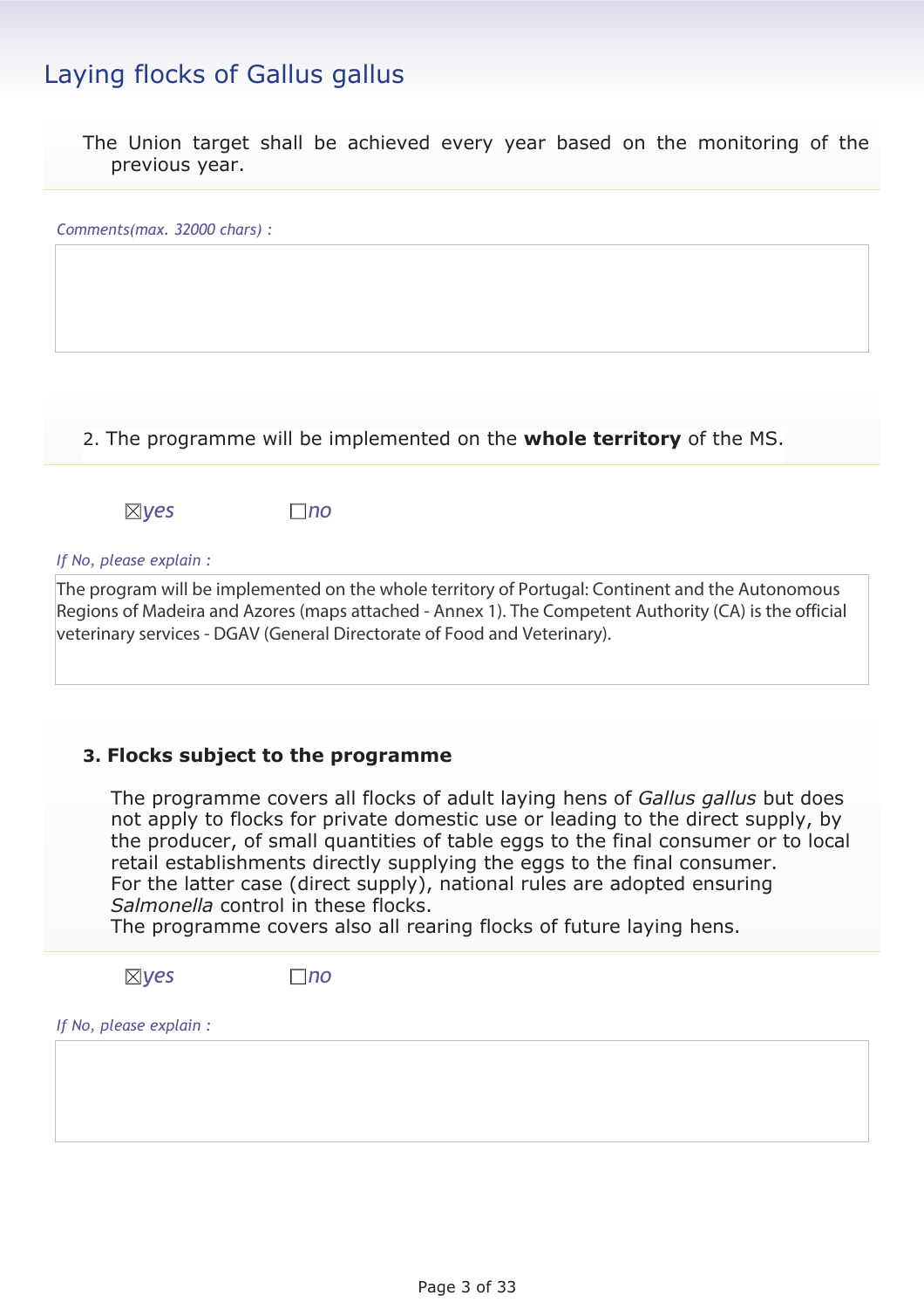## Laying flocks of Gallus gallus

The Union target shall be achieved every year based on the monitoring of the previous year.

*Comments(max. 32000 chars) :*

2. The programme will be implemented on the **whole territory** of the MS.

☒*yes* ☐*no*

*If No, please explain :*

The program will be implemented on the whole territory of Portugal: Continent and the Autonomous Regions of Madeira and Azores (maps attached - Annex 1). The Competent Authority (CA) is the official veterinary services - DGAV (General Directorate of Food and Veterinary).

### 3. Flocks subject to the programme

The programme covers all flocks of adult laying hens of *Gallus gallus* but does not apply to flocks for private domestic use or leading to the direct supply, by the producer, of small quantities of table eggs to the final consumer or to local retail establishments directly supplying the eggs to the final consumer.
For the latter case (direct supply), national rules are adopted ensuring *Salmonella* control in these flocks.
The programme covers also all rearing flocks of future laying hens.

☒*yes* ☐*no*

*If No, please explain :*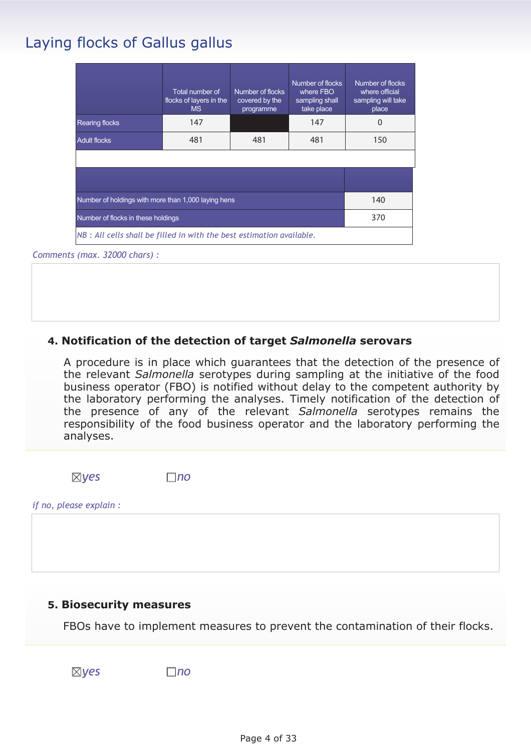## Laying flocks of Gallus gallus

| | Total number of flocks of layers in the MS | Number of flocks covered by the programme | Number of flocks where FBO sampling shall take place | Number of flocks where official sampling will take place |
|---|---|---|---|---|
| Rearing flocks | 147 | | 147 | 0 |
| Adult flocks | 481 | 481 | 481 | 150 |

| | |
|---|---|
| Number of holdings with more than 1,000 laying hens | 140 |
| Number of flocks in these holdings | 370 |

*NB : All cells shall be filled in with the best estimation available.*

*Comments (max. 32000 chars) :*

### 4. Notification of the detection of target *Salmonella* serovars

A procedure is in place which guarantees that the detection of the presence of the relevant *Salmonella* serotypes during sampling at the initiative of the food business operator (FBO) is notified without delay to the competent authority by the laboratory performing the analyses. Timely notification of the detection of the presence of any of the relevant *Salmonella* serotypes remains the responsibility of the food business operator and the laboratory performing the analyses.

☒*yes* ☐*no*

*if no, please explain :*

### 5. Biosecurity measures

FBOs have to implement measures to prevent the contamination of their flocks.

☒*yes* ☐*no*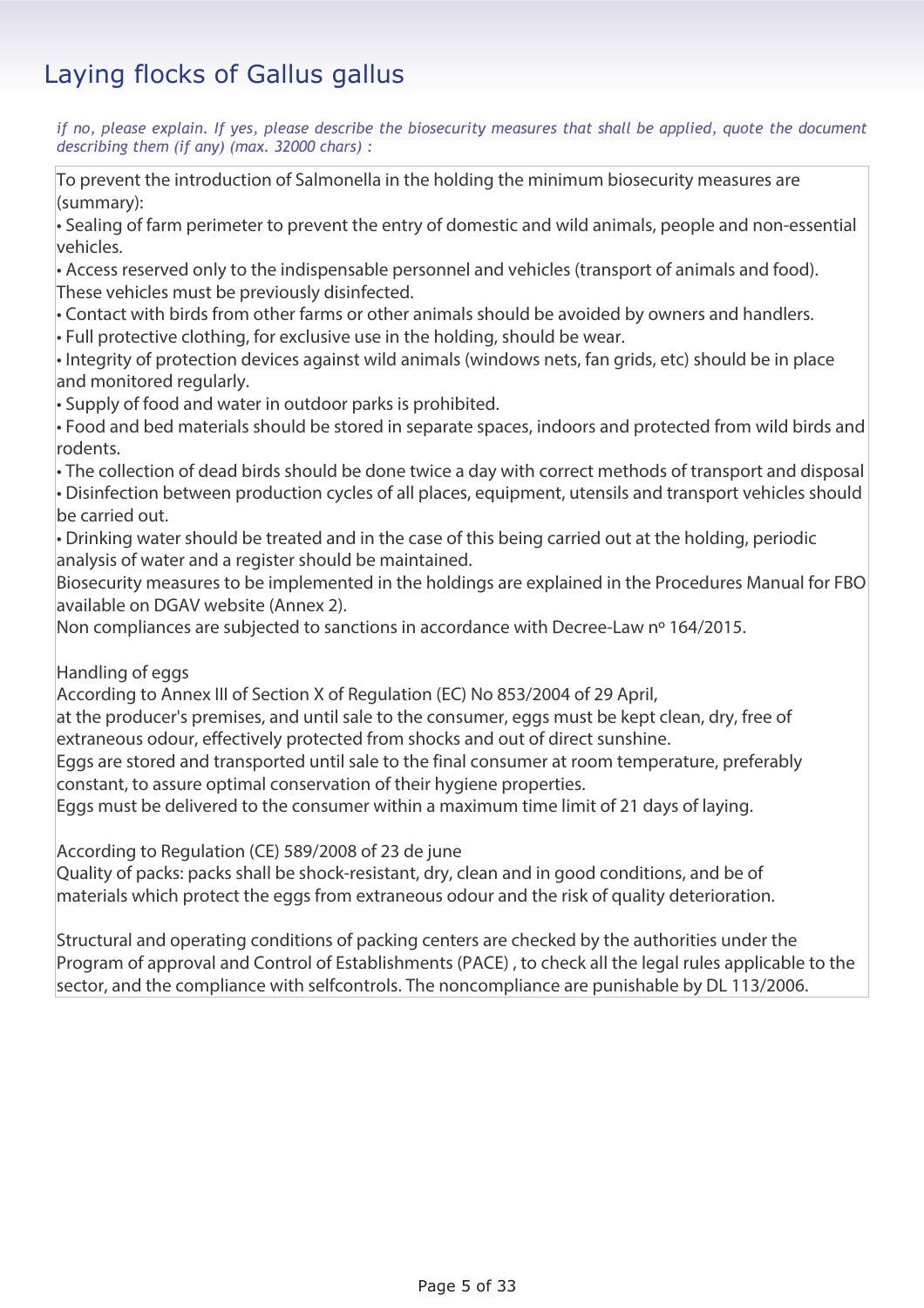# Laying flocks of Gallus gallus

*if no, please explain. If yes, please describe the biosecurity measures that shall be applied, quote the document describing them (if any) (max. 32000 chars) :*

To prevent the introduction of Salmonella in the holding the minimum biosecurity measures are (summary):

- Sealing of farm perimeter to prevent the entry of domestic and wild animals, people and non-essential vehicles.
- Access reserved only to the indispensable personnel and vehicles (transport of animals and food). These vehicles must be previously disinfected.
- Contact with birds from other farms or other animals should be avoided by owners and handlers.
- Full protective clothing, for exclusive use in the holding, should be wear.
- Integrity of protection devices against wild animals (windows nets, fan grids, etc) should be in place and monitored regularly.
- Supply of food and water in outdoor parks is prohibited.
- Food and bed materials should be stored in separate spaces, indoors and protected from wild birds and rodents.
- The collection of dead birds should be done twice a day with correct methods of transport and disposal
- Disinfection between production cycles of all places, equipment, utensils and transport vehicles should be carried out.
- Drinking water should be treated and in the case of this being carried out at the holding, periodic analysis of water and a register should be maintained.

Biosecurity measures to be implemented in the holdings are explained in the Procedures Manual for FBO available on DGAV website (Annex 2).

Non compliances are subjected to sanctions in accordance with Decree-Law nº 164/2015.

Handling of eggs

According to Annex III of Section X of Regulation (EC) No 853/2004 of 29 April,

at the producer's premises, and until sale to the consumer, eggs must be kept clean, dry, free of extraneous odour, effectively protected from shocks and out of direct sunshine.

Eggs are stored and transported until sale to the final consumer at room temperature, preferably constant, to assure optimal conservation of their hygiene properties.

Eggs must be delivered to the consumer within a maximum time limit of 21 days of laying.

According to Regulation (CE) 589/2008 of 23 de june

Quality of packs: packs shall be shock-resistant, dry, clean and in good conditions, and be of materials which protect the eggs from extraneous odour and the risk of quality deterioration.

Structural and operating conditions of packing centers are checked by the authorities under the Program of approval and Control of Establishments (PACE) , to check all the legal rules applicable to the sector, and the compliance with selfcontrols. The noncompliance are punishable by DL 113/2006.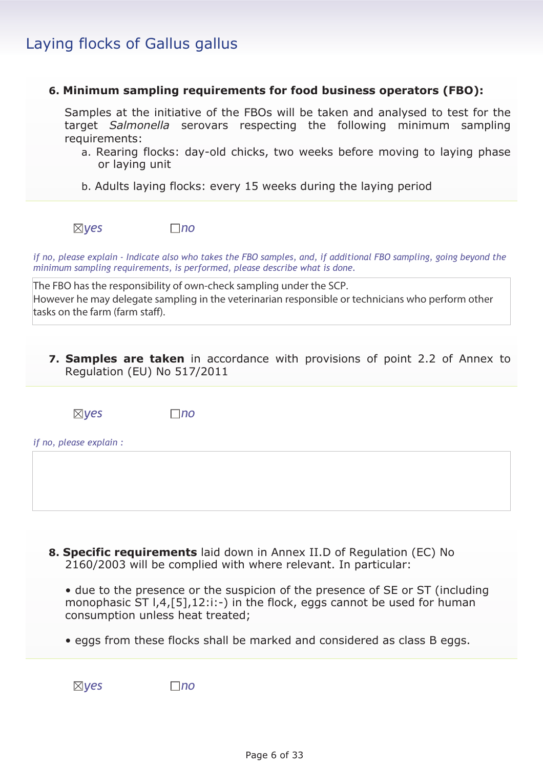## Laying flocks of Gallus gallus

**6. Minimum sampling requirements for food business operators (FBO):**

Samples at the initiative of the FBOs will be taken and analysed to test for the target *Salmonella* serovars respecting the following minimum sampling requirements:

a. Rearing flocks: day-old chicks, two weeks before moving to laying phase or laying unit

b. Adults laying flocks: every 15 weeks during the laying period

☒*yes* ☐*no*

*if no, please explain - Indicate also who takes the FBO samples, and, if additional FBO sampling, going beyond the minimum sampling requirements, is performed, please describe what is done.*

The FBO has the responsibility of own-check sampling under the SCP.
However he may delegate sampling in the veterinarian responsible or technicians who perform other tasks on the farm (farm staff).

**7. Samples are taken** in accordance with provisions of point 2.2 of Annex to Regulation (EU) No 517/2011

☒*yes* ☐*no*

*if no, please explain :*

**8. Specific requirements** laid down in Annex II.D of Regulation (EC) No 2160/2003 will be complied with where relevant. In particular:

- due to the presence or the suspicion of the presence of SE or ST (including monophasic ST l,4,[5],12:i:-) in the flock, eggs cannot be used for human consumption unless heat treated;
- eggs from these flocks shall be marked and considered as class B eggs.

☒*yes* ☐*no*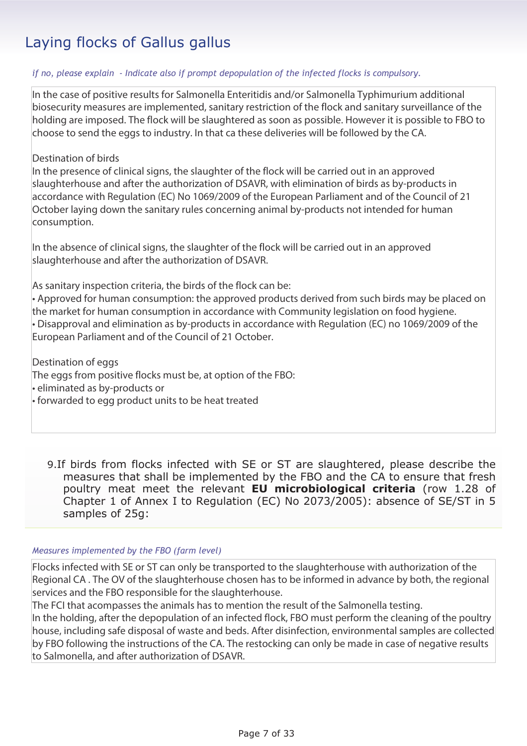# Laying flocks of Gallus gallus

*if no, please explain - Indicate also if prompt depopulation of the infected flocks is compulsory.*

In the case of positive results for Salmonella Enteritidis and/or Salmonella Typhimurium additional biosecurity measures are implemented, sanitary restriction of the flock and sanitary surveillance of the holding are imposed. The flock will be slaughtered as soon as possible. However it is possible to FBO to choose to send the eggs to industry. In that ca these deliveries will be followed by the CA.

Destination of birds
In the presence of clinical signs, the slaughter of the flock will be carried out in an approved slaughterhouse and after the authorization of DSAVR, with elimination of birds as by-products in accordance with Regulation (EC) No 1069/2009 of the European Parliament and of the Council of 21 October laying down the sanitary rules concerning animal by-products not intended for human consumption.

In the absence of clinical signs, the slaughter of the flock will be carried out in an approved slaughterhouse and after the authorization of DSAVR.

As sanitary inspection criteria, the birds of the flock can be:
- Approved for human consumption: the approved products derived from such birds may be placed on the market for human consumption in accordance with Community legislation on food hygiene.
- Disapproval and elimination as by-products in accordance with Regulation (EC) no 1069/2009 of the European Parliament and of the Council of 21 October.

Destination of eggs
The eggs from positive flocks must be, at option of the FBO:
- eliminated as by-products or
- forwarded to egg product units to be heat treated

9. If birds from flocks infected with SE or ST are slaughtered, please describe the measures that shall be implemented by the FBO and the CA to ensure that fresh poultry meat meet the relevant **EU microbiological criteria** (row 1.28 of Chapter 1 of Annex I to Regulation (EC) No 2073/2005): absence of SE/ST in 5 samples of 25g:

*Measures implemented by the FBO (farm level)*

Flocks infected with SE or ST can only be transported to the slaughterhouse with authorization of the Regional CA . The OV of the slaughterhouse chosen has to be informed in advance by both, the regional services and the FBO responsible for the slaughterhouse.
The FCI that acompasses the animals has to mention the result of the Salmonella testing.
In the holding, after the depopulation of an infected flock, FBO must perform the cleaning of the poultry house, including safe disposal of waste and beds. After disinfection, environmental samples are collected by FBO following the instructions of the CA. The restocking can only be made in case of negative results to Salmonella, and after authorization of DSAVR.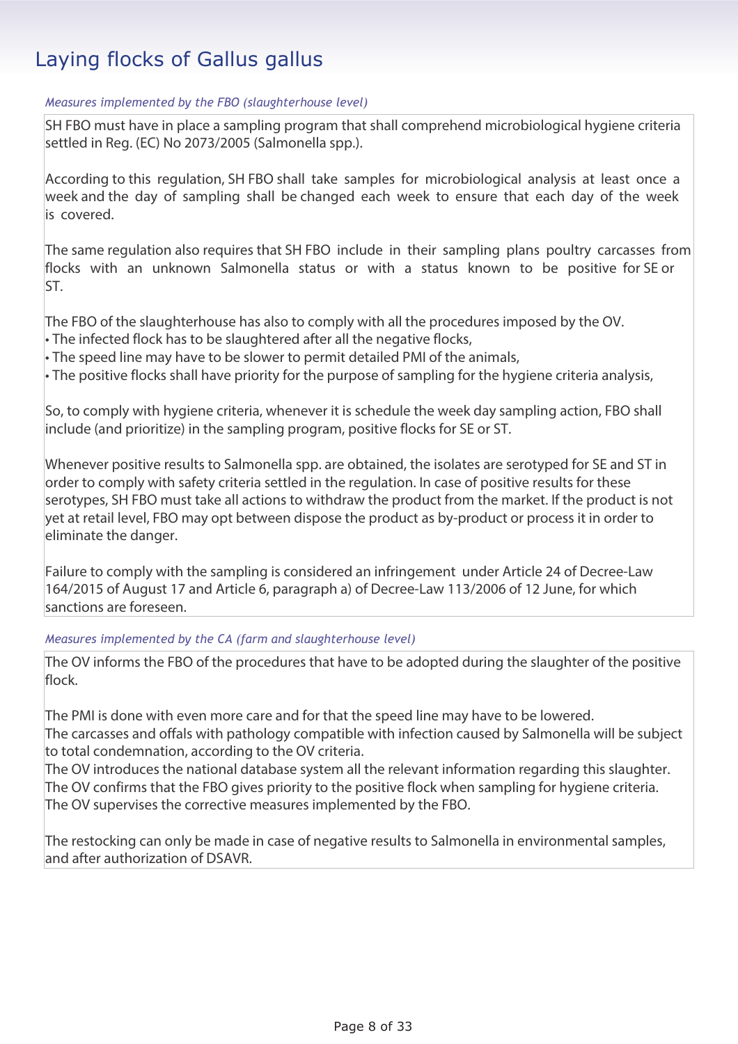## Laying flocks of Gallus gallus

*Measures implemented by the FBO (slaughterhouse level)*

SH FBO must have in place a sampling program that shall comprehend microbiological hygiene criteria settled in Reg. (EC) No 2073/2005 (Salmonella spp.).

According to this regulation, SH FBO shall take samples for microbiological analysis at least once a week and the day of sampling shall be changed each week to ensure that each day of the week is covered.

The same regulation also requires that SH FBO include in their sampling plans poultry carcasses from flocks with an unknown Salmonella status or with a status known to be positive for SE or ST.

The FBO of the slaughterhouse has also to comply with all the procedures imposed by the OV.
- The infected flock has to be slaughtered after all the negative flocks,
- The speed line may have to be slower to permit detailed PMI of the animals,
- The positive flocks shall have priority for the purpose of sampling for the hygiene criteria analysis,

So, to comply with hygiene criteria, whenever it is schedule the week day sampling action, FBO shall include (and prioritize) in the sampling program, positive flocks for SE or ST.

Whenever positive results to Salmonella spp. are obtained, the isolates are serotyped for SE and ST in order to comply with safety criteria settled in the regulation. In case of positive results for these serotypes, SH FBO must take all actions to withdraw the product from the market. If the product is not yet at retail level, FBO may opt between dispose the product as by-product or process it in order to eliminate the danger.

Failure to comply with the sampling is considered an infringement under Article 24 of Decree-Law 164/2015 of August 17 and Article 6, paragraph a) of Decree-Law 113/2006 of 12 June, for which sanctions are foreseen.

*Measures implemented by the CA (farm and slaughterhouse level)*

The OV informs the FBO of the procedures that have to be adopted during the slaughter of the positive flock.

The PMI is done with even more care and for that the speed line may have to be lowered.
The carcasses and offals with pathology compatible with infection caused by Salmonella will be subject to total condemnation, according to the OV criteria.
The OV introduces the national database system all the relevant information regarding this slaughter.
The OV confirms that the FBO gives priority to the positive flock when sampling for hygiene criteria.
The OV supervises the corrective measures implemented by the FBO.

The restocking can only be made in case of negative results to Salmonella in environmental samples, and after authorization of DSAVR.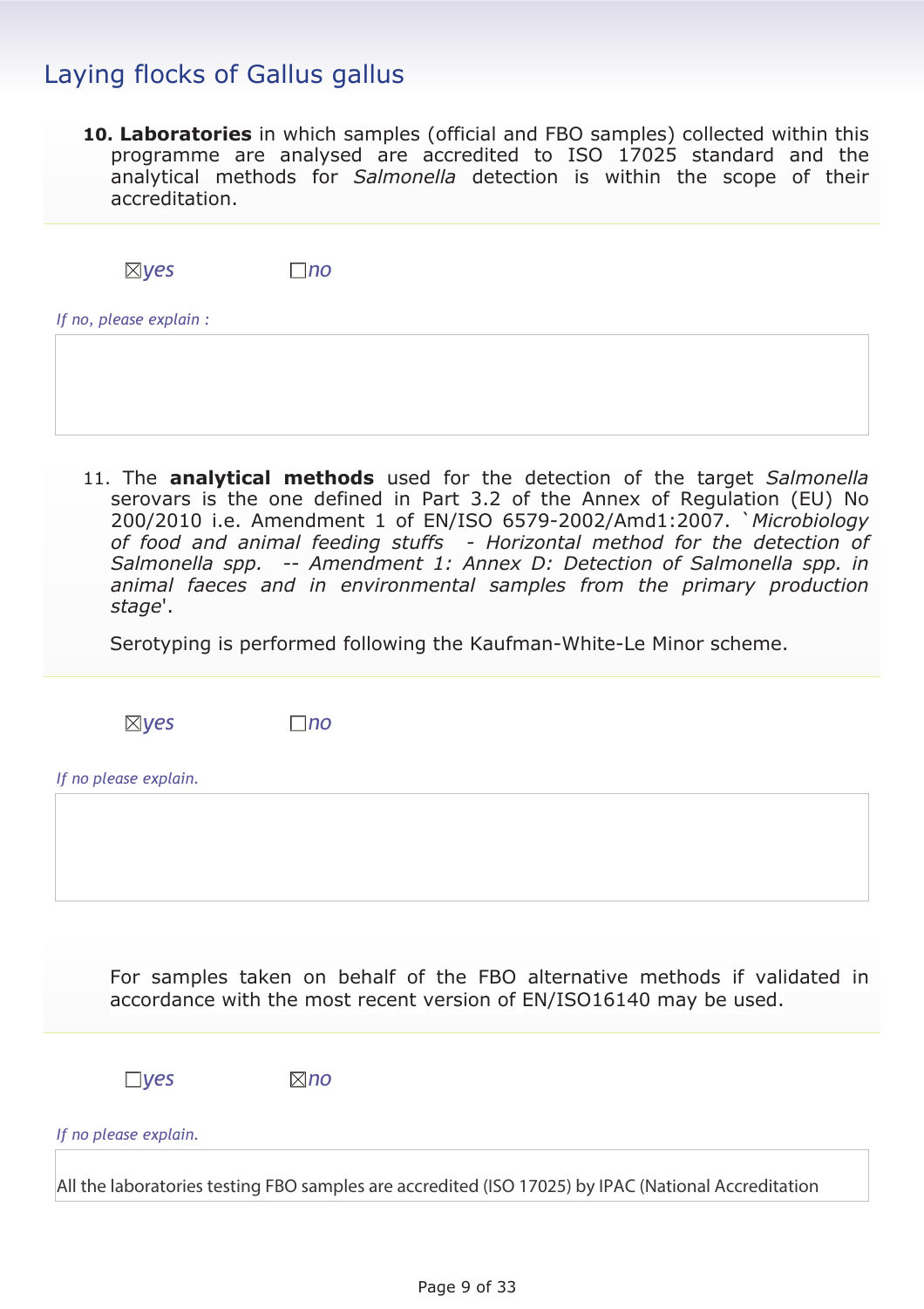## Laying flocks of Gallus gallus

**10. Laboratories** in which samples (official and FBO samples) collected within this programme are analysed are accredited to ISO 17025 standard and the analytical methods for *Salmonella* detection is within the scope of their accreditation.

☒*yes* ☐*no*

*If no, please explain :*

11. The **analytical methods** used for the detection of the target *Salmonella* serovars is the one defined in Part 3.2 of the Annex of Regulation (EU) No 200/2010 i.e. Amendment 1 of EN/ISO 6579-2002/Amd1:2007. `*Microbiology of food and animal feeding stuffs - Horizontal method for the detection of Salmonella spp. -- Amendment 1: Annex D: Detection of Salmonella spp. in animal faeces and in environmental samples from the primary production stage*'.

Serotyping is performed following the Kaufman-White-Le Minor scheme.

☒*yes* ☐*no*

*If no please explain.*

For samples taken on behalf of the FBO alternative methods if validated in accordance with the most recent version of EN/ISO16140 may be used.

☐*yes* ☒*no*

*If no please explain.*

All the laboratories testing FBO samples are accredited (ISO 17025) by IPAC (National Accreditation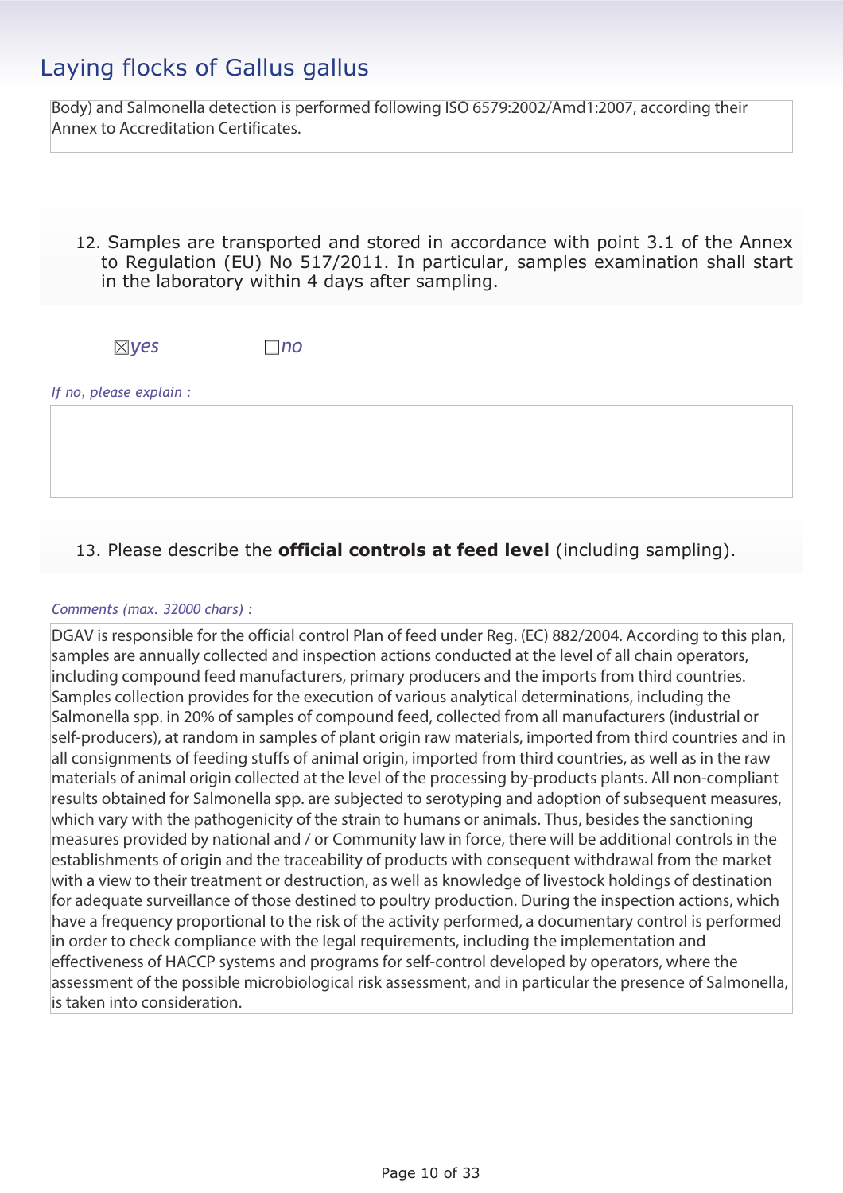Body) and Salmonella detection is performed following ISO 6579:2002/Amd1:2007, according their Annex to Accreditation Certificates.

12. Samples are transported and stored in accordance with point 3.1 of the Annex to Regulation (EU) No 517/2011. In particular, samples examination shall start in the laboratory within 4 days after sampling.

☒*yes* ☐*no*

*If no, please explain :*

13. Please describe the **official controls at feed level** (including sampling).

*Comments (max. 32000 chars) :*

DGAV is responsible for the official control Plan of feed under Reg. (EC) 882/2004. According to this plan, samples are annually collected and inspection actions conducted at the level of all chain operators, including compound feed manufacturers, primary producers and the imports from third countries. Samples collection provides for the execution of various analytical determinations, including the Salmonella spp. in 20% of samples of compound feed, collected from all manufacturers (industrial or self-producers), at random in samples of plant origin raw materials, imported from third countries and in all consignments of feeding stuffs of animal origin, imported from third countries, as well as in the raw materials of animal origin collected at the level of the processing by-products plants. All non-compliant results obtained for Salmonella spp. are subjected to serotyping and adoption of subsequent measures, which vary with the pathogenicity of the strain to humans or animals. Thus, besides the sanctioning measures provided by national and / or Community law in force, there will be additional controls in the establishments of origin and the traceability of products with consequent withdrawal from the market with a view to their treatment or destruction, as well as knowledge of livestock holdings of destination for adequate surveillance of those destined to poultry production. During the inspection actions, which have a frequency proportional to the risk of the activity performed, a documentary control is performed in order to check compliance with the legal requirements, including the implementation and effectiveness of HACCP systems and programs for self-control developed by operators, where the assessment of the possible microbiological risk assessment, and in particular the presence of Salmonella, is taken into consideration.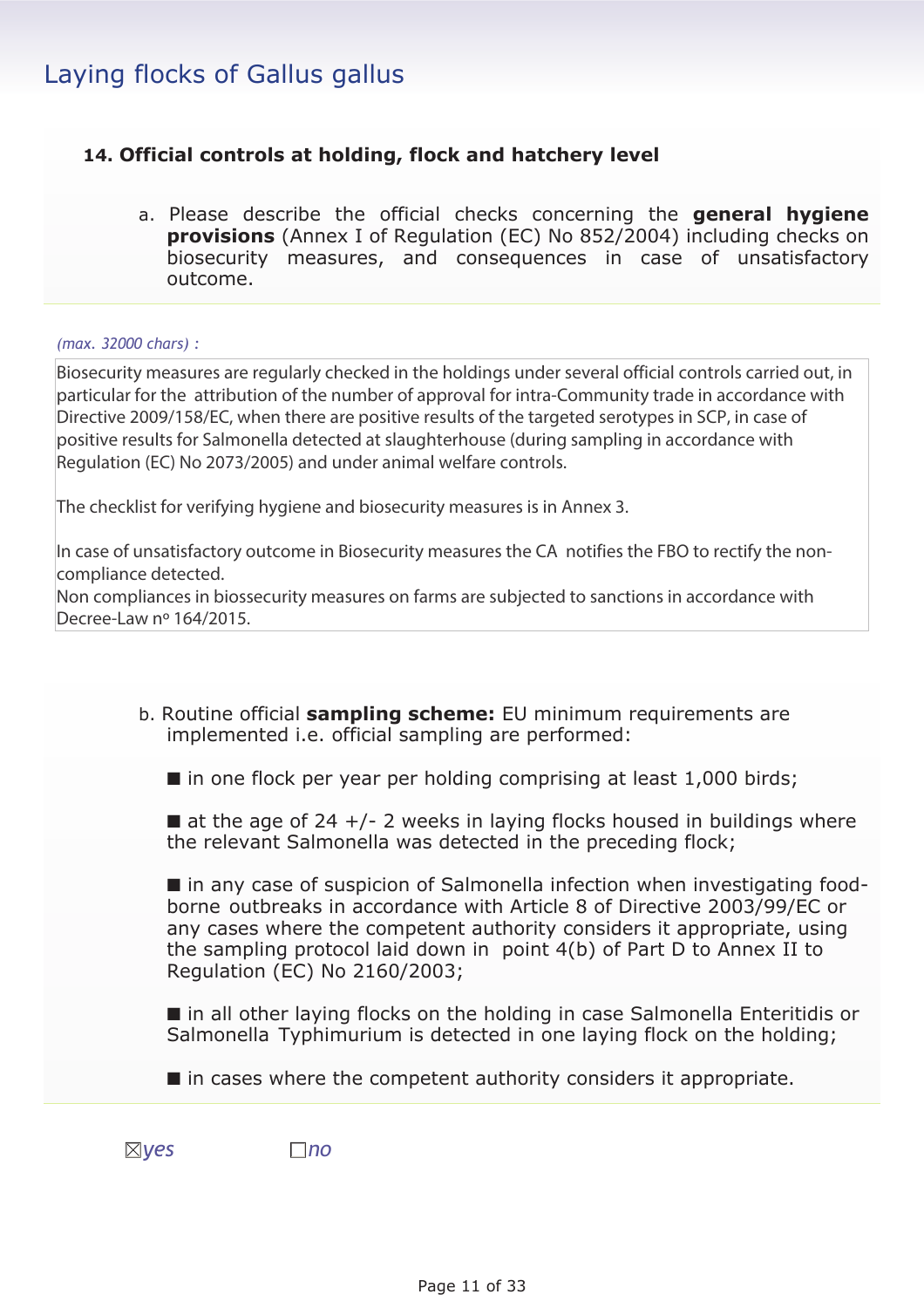## Laying flocks of Gallus gallus

### 14. Official controls at holding, flock and hatchery level

a. Please describe the official checks concerning the **general hygiene provisions** (Annex I of Regulation (EC) No 852/2004) including checks on biosecurity measures, and consequences in case of unsatisfactory outcome.

*(max. 32000 chars) :*

Biosecurity measures are regularly checked in the holdings under several official controls carried out, in particular for the attribution of the number of approval for intra-Community trade in accordance with Directive 2009/158/EC, when there are positive results of the targeted serotypes in SCP, in case of positive results for Salmonella detected at slaughterhouse (during sampling in accordance with Regulation (EC) No 2073/2005) and under animal welfare controls.

The checklist for verifying hygiene and biosecurity measures is in Annex 3.

In case of unsatisfactory outcome in Biosecurity measures the CA notifies the FBO to rectify the non-compliance detected.
Non compliances in biossecurity measures on farms are subjected to sanctions in accordance with Decree-Law nº 164/2015.

b. Routine official **sampling scheme:** EU minimum requirements are implemented i.e. official sampling are performed:

- in one flock per year per holding comprising at least 1,000 birds;
- at the age of 24 +/- 2 weeks in laying flocks housed in buildings where the relevant Salmonella was detected in the preceding flock;
- in any case of suspicion of Salmonella infection when investigating food-borne outbreaks in accordance with Article 8 of Directive 2003/99/EC or any cases where the competent authority considers it appropriate, using the sampling protocol laid down in point 4(b) of Part D to Annex II to Regulation (EC) No 2160/2003;
- in all other laying flocks on the holding in case Salmonella Enteritidis or Salmonella Typhimurium is detected in one laying flock on the holding;
- in cases where the competent authority considers it appropriate.

☒*yes* ☐*no*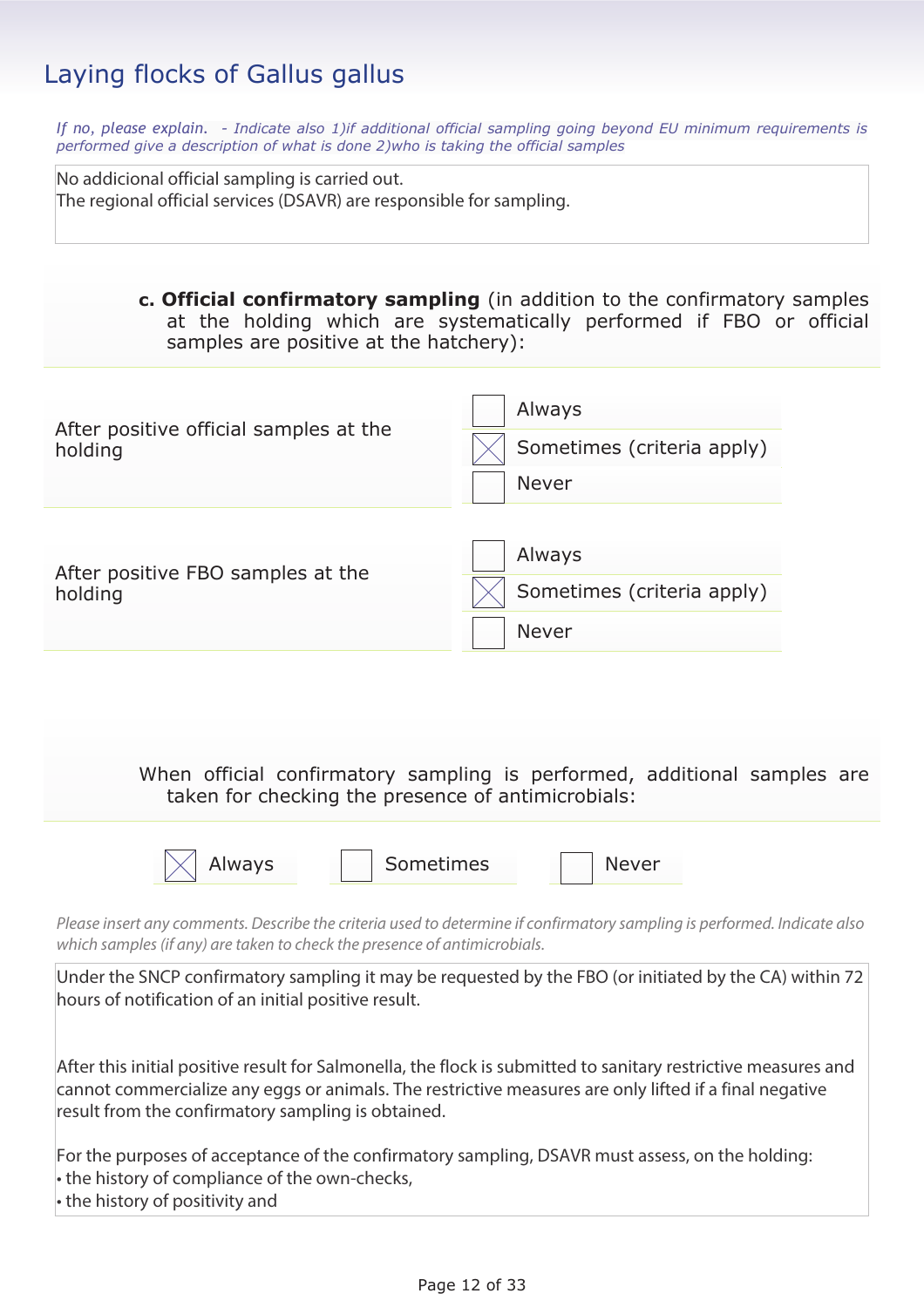## Laying flocks of Gallus gallus

*If no, please explain. - Indicate also 1)if additional official sampling going beyond EU minimum requirements is performed give a description of what is done 2)who is taking the official samples*

No addicional official sampling is carried out.
The regional official services (DSAVR) are responsible for sampling.

**c. Official confirmatory sampling** (in addition to the confirmatory samples at the holding which are systematically performed if FBO or official samples are positive at the hatchery):

| | |
|---|---|
| After positive official samples at the holding | ☐ Always<br>☒ Sometimes (criteria apply)<br>☐ Never |
| After positive FBO samples at the holding | ☐ Always<br>☒ Sometimes (criteria apply)<br>☐ Never |

When official confirmatory sampling is performed, additional samples are taken for checking the presence of antimicrobials:

☒ Always ☐ Sometimes ☐ Never

*Please insert any comments. Describe the criteria used to determine if confirmatory sampling is performed. Indicate also which samples (if any) are taken to check the presence of antimicrobials.*

Under the SNCP confirmatory sampling it may be requested by the FBO (or initiated by the CA) within 72 hours of notification of an initial positive result.

After this initial positive result for Salmonella, the flock is submitted to sanitary restrictive measures and cannot commercialize any eggs or animals. The restrictive measures are only lifted if a final negative result from the confirmatory sampling is obtained.

For the purposes of acceptance of the confirmatory sampling, DSAVR must assess, on the holding:
• the history of compliance of the own-checks,
• the history of positivity and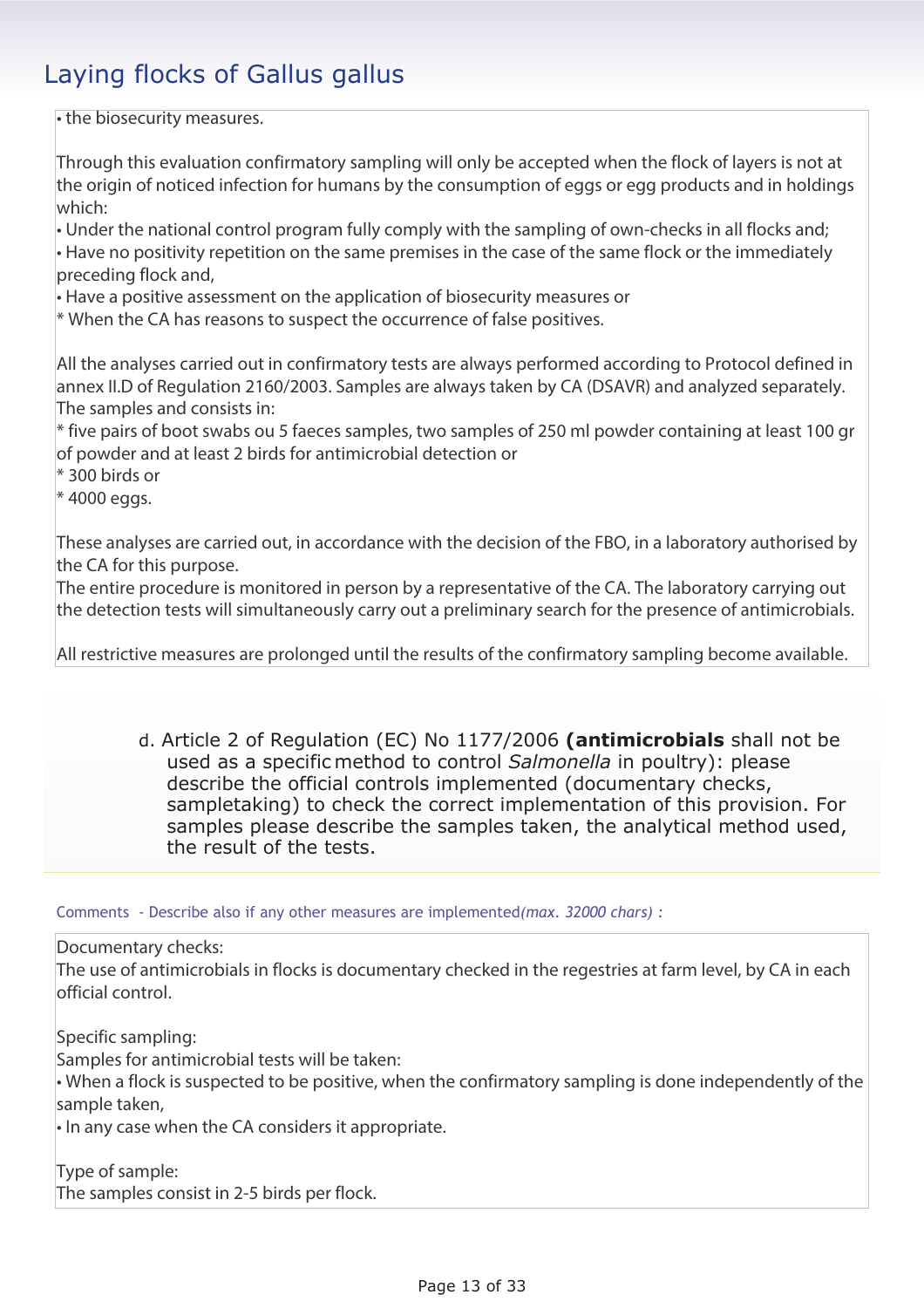## Laying flocks of Gallus gallus

• the biosecurity measures.

Through this evaluation confirmatory sampling will only be accepted when the flock of layers is not at the origin of noticed infection for humans by the consumption of eggs or egg products and in holdings which:
• Under the national control program fully comply with the sampling of own-checks in all flocks and;
• Have no positivity repetition on the same premises in the case of the same flock or the immediately preceding flock and,
• Have a positive assessment on the application of biosecurity measures or
* When the CA has reasons to suspect the occurrence of false positives.

All the analyses carried out in confirmatory tests are always performed according to Protocol defined in annex II.D of Regulation 2160/2003. Samples are always taken by CA (DSAVR) and analyzed separately.
The samples and consists in:
* five pairs of boot swabs ou 5 faeces samples, two samples of 250 ml powder containing at least 100 gr of powder and at least 2 birds for antimicrobial detection or
* 300 birds or
* 4000 eggs.

These analyses are carried out, in accordance with the decision of the FBO, in a laboratory authorised by the CA for this purpose.
The entire procedure is monitored in person by a representative of the CA. The laboratory carrying out the detection tests will simultaneously carry out a preliminary search for the presence of antimicrobials.

All restrictive measures are prolonged until the results of the confirmatory sampling become available.

d. Article 2 of Regulation (EC) No 1177/2006 **(antimicrobials** shall not be used as a specific method to control *Salmonella* in poultry): please describe the official controls implemented (documentary checks, sampletaking) to check the correct implementation of this provision. For samples please describe the samples taken, the analytical method used, the result of the tests.

Comments - Describe also if any other measures are implemented*(max. 32000 chars)* :

Documentary checks:
The use of antimicrobials in flocks is documentary checked in the regestries at farm level, by CA in each official control.

Specific sampling:
Samples for antimicrobial tests will be taken:
• When a flock is suspected to be positive, when the confirmatory sampling is done independently of the sample taken,
• In any case when the CA considers it appropriate.

Type of sample:
The samples consist in 2-5 birds per flock.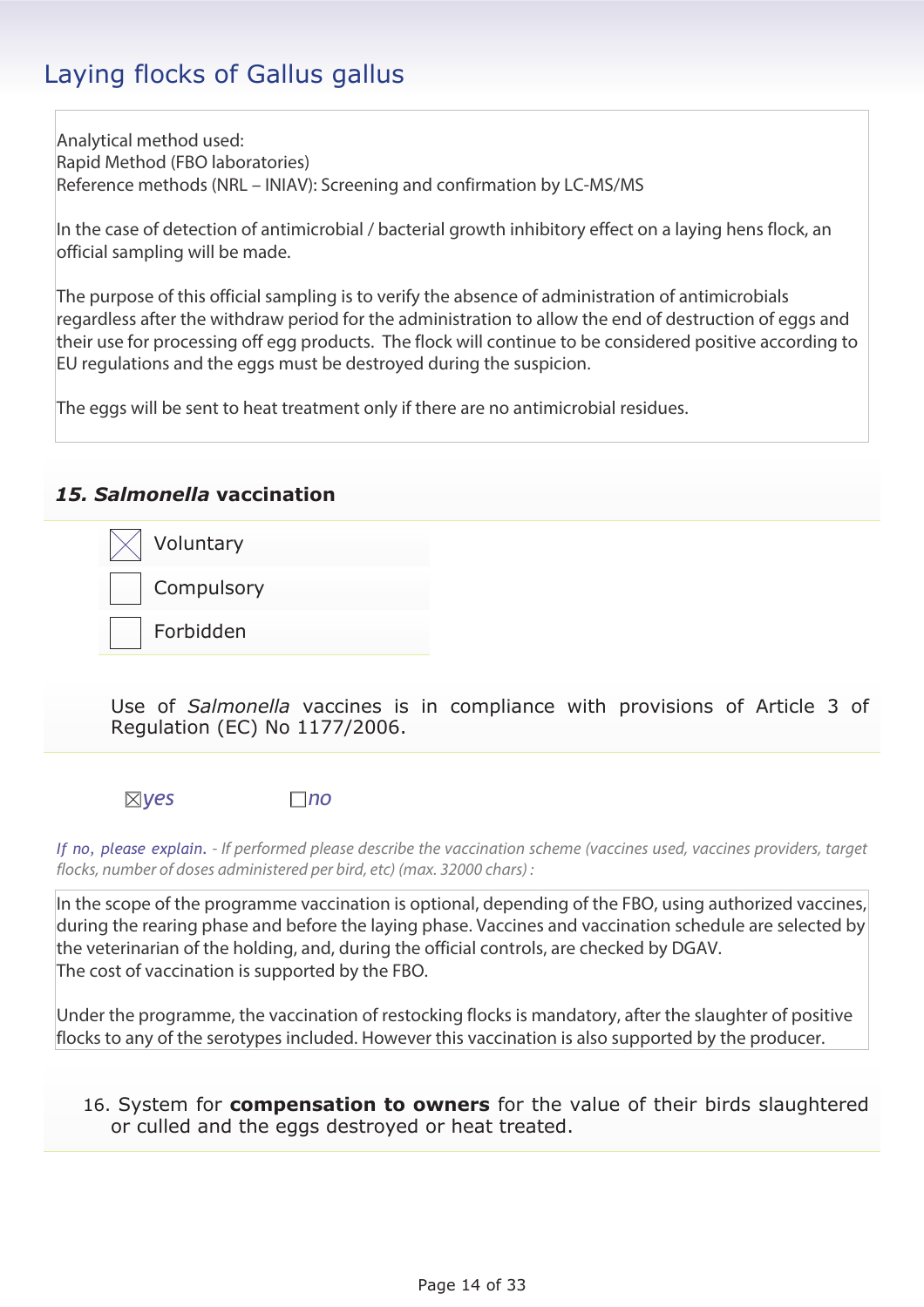## Laying flocks of Gallus gallus

Analytical method used:
Rapid Method (FBO laboratories)
Reference methods (NRL – INIAV): Screening and confirmation by LC-MS/MS

In the case of detection of antimicrobial / bacterial growth inhibitory effect on a laying hens flock, an official sampling will be made.

The purpose of this official sampling is to verify the absence of administration of antimicrobials regardless after the withdraw period for the administration to allow the end of destruction of eggs and their use for processing off egg products. The flock will continue to be considered positive according to EU regulations and the eggs must be destroyed during the suspicion.

The eggs will be sent to heat treatment only if there are no antimicrobial residues.

### 15. *Salmonella* vaccination

☒ Voluntary

☐ Compulsory

☐ Forbidden

Use of *Salmonella* vaccines is in compliance with provisions of Article 3 of Regulation (EC) No 1177/2006.

☒*yes* ☐*no*

*If no, please explain. - If performed please describe the vaccination scheme (vaccines used, vaccines providers, target flocks, number of doses administered per bird, etc) (max. 32000 chars) :*

In the scope of the programme vaccination is optional, depending of the FBO, using authorized vaccines, during the rearing phase and before the laying phase. Vaccines and vaccination schedule are selected by the veterinarian of the holding, and, during the official controls, are checked by DGAV.
The cost of vaccination is supported by the FBO.

Under the programme, the vaccination of restocking flocks is mandatory, after the slaughter of positive flocks to any of the serotypes included. However this vaccination is also supported by the producer.

16. System for **compensation to owners** for the value of their birds slaughtered or culled and the eggs destroyed or heat treated.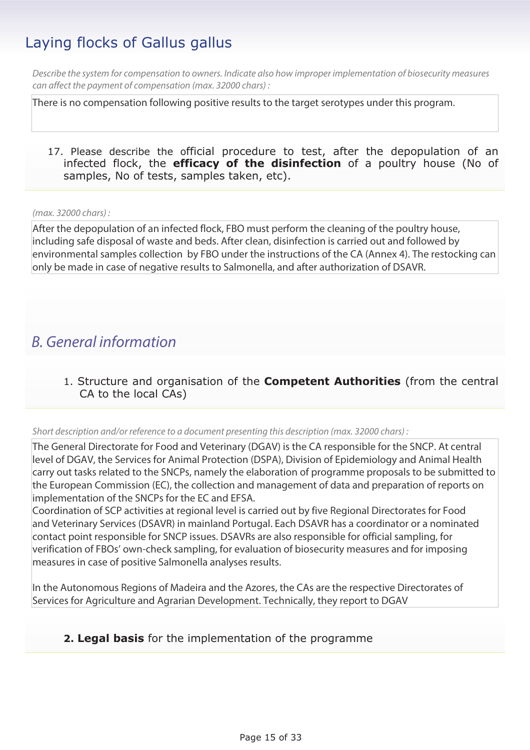## Laying flocks of Gallus gallus

*Describe the system for compensation to owners. Indicate also how improper implementation of biosecurity measures can affect the payment of compensation (max. 32000 chars) :*

There is no compensation following positive results to the target serotypes under this program.

17. Please describe the official procedure to test, after the depopulation of an infected flock, the **efficacy of the disinfection** of a poultry house (No of samples, No of tests, samples taken, etc).

*(max. 32000 chars) :*

After the depopulation of an infected flock, FBO must perform the cleaning of the poultry house, including safe disposal of waste and beds. After clean, disinfection is carried out and followed by environmental samples collection by FBO under the instructions of the CA (Annex 4). The restocking can only be made in case of negative results to Salmonella, and after authorization of DSAVR.

## *B. General information*

1. Structure and organisation of the **Competent Authorities** (from the central CA to the local CAs)

*Short description and/or reference to a document presenting this description (max. 32000 chars) :*

The General Directorate for Food and Veterinary (DGAV) is the CA responsible for the SNCP. At central level of DGAV, the Services for Animal Protection (DSPA), Division of Epidemiology and Animal Health carry out tasks related to the SNCPs, namely the elaboration of programme proposals to be submitted to the European Commission (EC), the collection and management of data and preparation of reports on implementation of the SNCPs for the EC and EFSA.
Coordination of SCP activities at regional level is carried out by five Regional Directorates for Food and Veterinary Services (DSAVR) in mainland Portugal. Each DSAVR has a coordinator or a nominated contact point responsible for SNCP issues. DSAVRs are also responsible for official sampling, for verification of FBOs' own-check sampling, for evaluation of biosecurity measures and for imposing measures in case of positive Salmonella analyses results.

In the Autonomous Regions of Madeira and the Azores, the CAs are the respective Directorates of Services for Agriculture and Agrarian Development. Technically, they report to DGAV

**2. Legal basis** for the implementation of the programme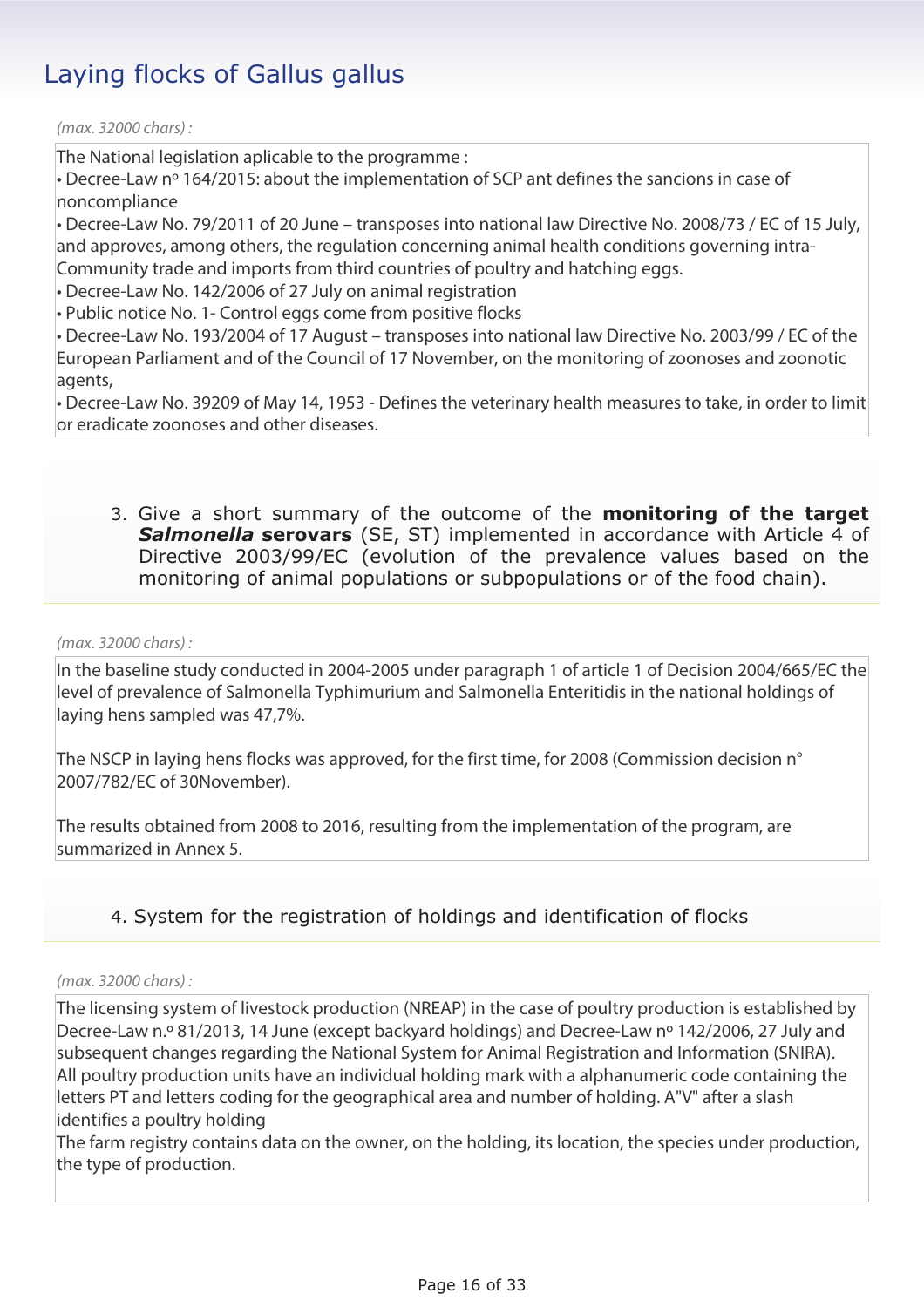## Laying flocks of Gallus gallus

*(max. 32000 chars) :*

The National legislation aplicable to the programme :

• Decree-Law nº 164/2015: about the implementation of SCP ant defines the sancions in case of noncompliance

• Decree-Law No. 79/2011 of 20 June – transposes into national law Directive No. 2008/73 / EC of 15 July, and approves, among others, the regulation concerning animal health conditions governing intra-Community trade and imports from third countries of poultry and hatching eggs.

• Decree-Law No. 142/2006 of 27 July on animal registration

• Public notice No. 1- Control eggs come from positive flocks

• Decree-Law No. 193/2004 of 17 August – transposes into national law Directive No. 2003/99 / EC of the European Parliament and of the Council of 17 November, on the monitoring of zoonoses and zoonotic agents,

• Decree-Law No. 39209 of May 14, 1953 - Defines the veterinary health measures to take, in order to limit or eradicate zoonoses and other diseases.

3. Give a short summary of the outcome of the **monitoring of the target *Salmonella* serovars** (SE, ST) implemented in accordance with Article 4 of Directive 2003/99/EC (evolution of the prevalence values based on the monitoring of animal populations or subpopulations or of the food chain).

*(max. 32000 chars) :*

In the baseline study conducted in 2004-2005 under paragraph 1 of article 1 of Decision 2004/665/EC the level of prevalence of Salmonella Typhimurium and Salmonella Enteritidis in the national holdings of laying hens sampled was 47,7%.

The NSCP in laying hens flocks was approved, for the first time, for 2008 (Commission decision n° 2007/782/EC of 30November).

The results obtained from 2008 to 2016, resulting from the implementation of the program, are summarized in Annex 5.

4. System for the registration of holdings and identification of flocks

*(max. 32000 chars) :*

The licensing system of livestock production (NREAP) in the case of poultry production is established by Decree-Law n.º 81/2013, 14 June (except backyard holdings) and Decree-Law nº 142/2006, 27 July and subsequent changes regarding the National System for Animal Registration and Information (SNIRA).
All poultry production units have an individual holding mark with a alphanumeric code containing the letters PT and letters coding for the geographical area and number of holding. A"V" after a slash identifies a poultry holding
The farm registry contains data on the owner, on the holding, its location, the species under production, the type of production.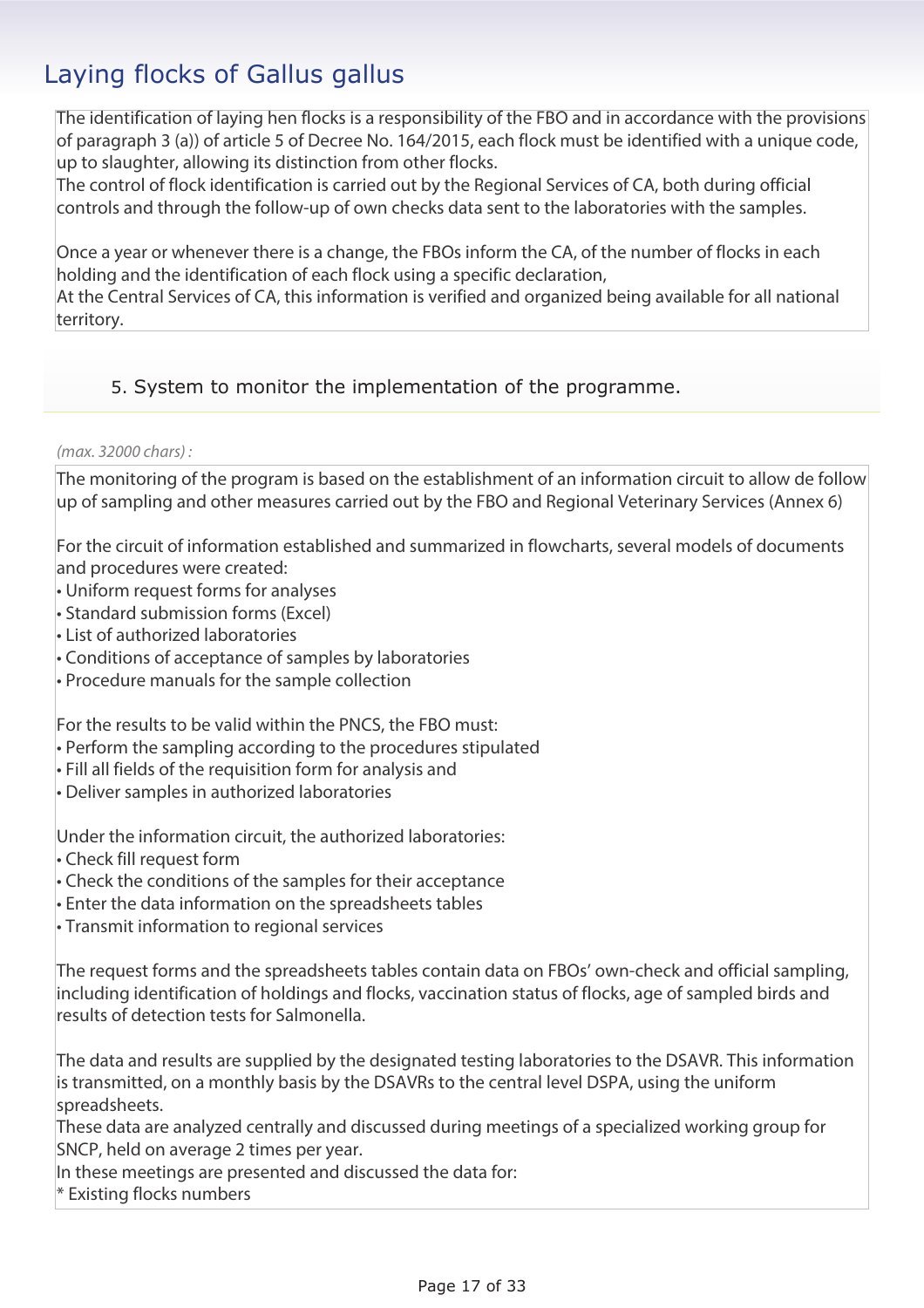## Laying flocks of Gallus gallus

The identification of laying hen flocks is a responsibility of the FBO and in accordance with the provisions of paragraph 3 (a)) of article 5 of Decree No. 164/2015, each flock must be identified with a unique code, up to slaughter, allowing its distinction from other flocks.
The control of flock identification is carried out by the Regional Services of CA, both during official controls and through the follow-up of own checks data sent to the laboratories with the samples.

Once a year or whenever there is a change, the FBOs inform the CA, of the number of flocks in each holding and the identification of each flock using a specific declaration,
At the Central Services of CA, this information is verified and organized being available for all national territory.

### 5. System to monitor the implementation of the programme.

*(max. 32000 chars) :*

The monitoring of the program is based on the establishment of an information circuit to allow de follow up of sampling and other measures carried out by the FBO and Regional Veterinary Services (Annex 6)

For the circuit of information established and summarized in flowcharts, several models of documents and procedures were created:
• Uniform request forms for analyses
• Standard submission forms (Excel)
• List of authorized laboratories
• Conditions of acceptance of samples by laboratories
• Procedure manuals for the sample collection

For the results to be valid within the PNCS, the FBO must:
• Perform the sampling according to the procedures stipulated
• Fill all fields of the requisition form for analysis and
• Deliver samples in authorized laboratories

Under the information circuit, the authorized laboratories:
• Check fill request form
• Check the conditions of the samples for their acceptance
• Enter the data information on the spreadsheets tables
• Transmit information to regional services

The request forms and the spreadsheets tables contain data on FBOs' own-check and official sampling, including identification of holdings and flocks, vaccination status of flocks, age of sampled birds and results of detection tests for Salmonella.

The data and results are supplied by the designated testing laboratories to the DSAVR. This information is transmitted, on a monthly basis by the DSAVRs to the central level DSPA, using the uniform spreadsheets.
These data are analyzed centrally and discussed during meetings of a specialized working group for SNCP, held on average 2 times per year.
In these meetings are presented and discussed the data for:
* Existing flocks numbers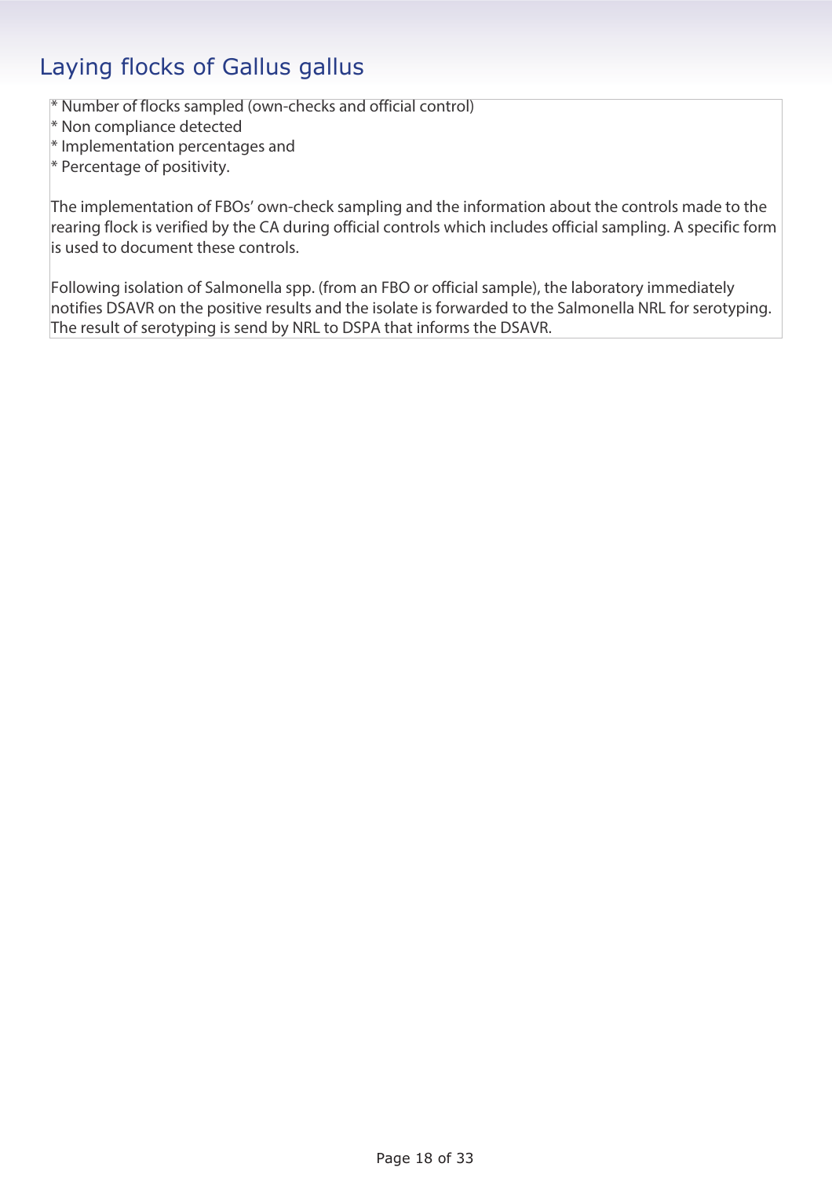## Laying flocks of Gallus gallus

* Number of flocks sampled (own-checks and official control)
* Non compliance detected
* Implementation percentages and
* Percentage of positivity.

The implementation of FBOs' own-check sampling and the information about the controls made to the rearing flock is verified by the CA during official controls which includes official sampling. A specific form is used to document these controls.

Following isolation of Salmonella spp. (from an FBO or official sample), the laboratory immediately notifies DSAVR on the positive results and the isolate is forwarded to the Salmonella NRL for serotyping. The result of serotyping is send by NRL to DSPA that informs the DSAVR.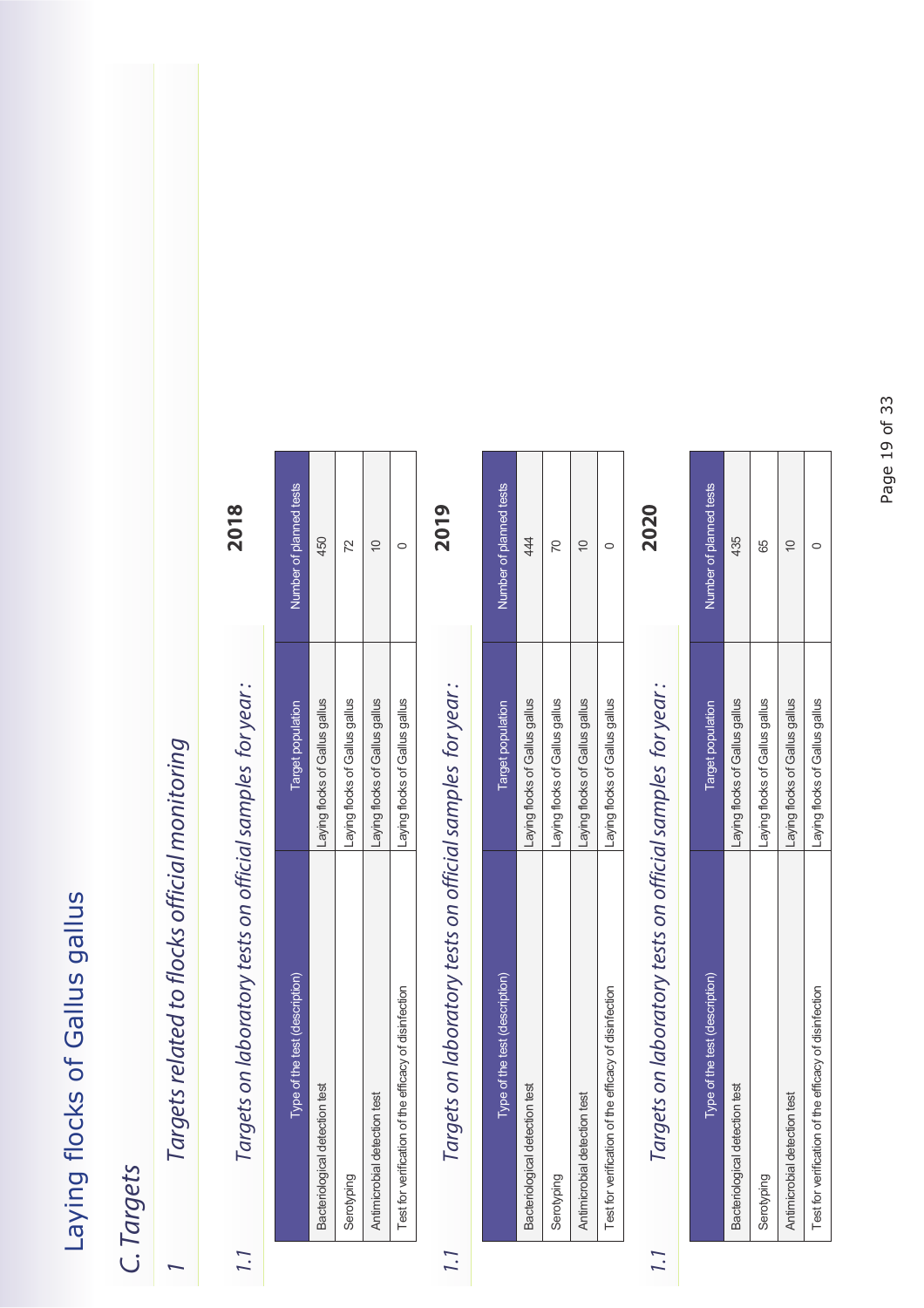# Laying flocks of Gallus gallus

## C. Targets

### 1 Targets related to flocks official monitoring

#### 1.1 Targets on laboratory tests on official samples for year:

**2018**

| Type of the test (description) | Target population | Number of planned tests |
|---|---|---|
| Bacteriological detection test | Laying flocks of Gallus gallus | 450 |
| Serotyping | Laying flocks of Gallus gallus | 72 |
| Antimicrobial detection test | Laying flocks of Gallus gallus | 10 |
| Test for verification of the efficacy of disinfection | Laying flocks of Gallus gallus | 0 |

#### 1.1 Targets on laboratory tests on official samples for year:

**2019**

| Type of the test (description) | Target population | Number of planned tests |
|---|---|---|
| Bacteriological detection test | Laying flocks of Gallus gallus | 444 |
| Serotyping | Laying flocks of Gallus gallus | 70 |
| Antimicrobial detection test | Laying flocks of Gallus gallus | 10 |
| Test for verification of the efficacy of disinfection | Laying flocks of Gallus gallus | 0 |

#### 1.1 Targets on laboratory tests on official samples for year:

**2020**

| Type of the test (description) | Target population | Number of planned tests |
|---|---|---|
| Bacteriological detection test | Laying flocks of Gallus gallus | 435 |
| Serotyping | Laying flocks of Gallus gallus | 65 |
| Antimicrobial detection test | Laying flocks of Gallus gallus | 10 |
| Test for verification of the efficacy of disinfection | Laying flocks of Gallus gallus | 0 |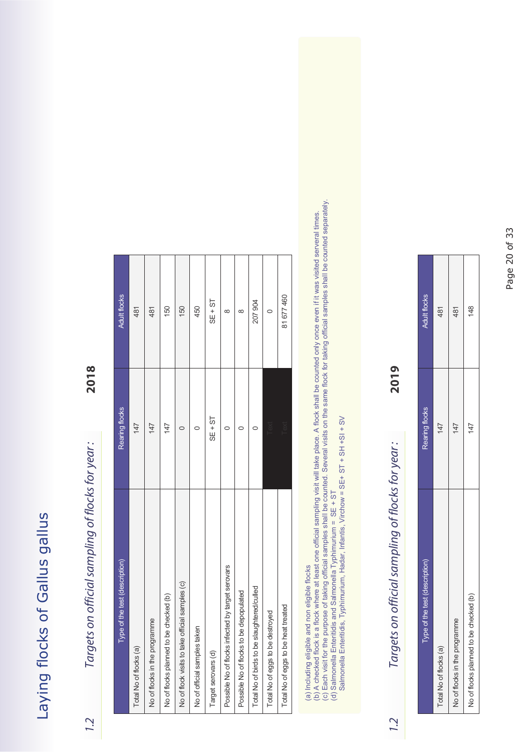# Laying flocks of Gallus gallus

## 1.2 *Targets on official sampling of flocks for year:* **2018**

| Type of the test (description) | Rearing flocks | Adult flocks |
|---|---|---|
| Total No of flocks (a) | 147 | 481 |
| No of flocks in the programme | 147 | 481 |
| No of flocks planned to be checked (b) | 147 | 150 |
| No of flock visits to take official samples (c) | 0 | 150 |
| No of official samples taken | 0 | 450 |
| Target serovars (d) | SE + ST | SE + ST |
| Possible No of flocks infected by target serovars | 0 | 8 |
| Possible No of flocks to be depopulated | 0 | 8 |
| Total No of birds to be slaughtered/culled | 0 | 207 904 |
| Total No of eggs to be destroyed | Text | 0 |
| Total No of eggs to be heat treated | Text | 81 677 460 |

(a) Including eligible and non eligible flocks
(b) A checked flock is a flock where at least one official sampling visit will take place. A flock shall be counted only once even if it was visited serveral times.
(c) Each visit for the purpose of taking official samples shall be counted. Several visits on the same flock for taking official samples shall be counted separately.
(d) Salmonella Enteritidis and Salmonella Typhimurium = SE + ST
Salmonella Enteritidis, Typhimurium, Hadar, Infantis, Virchow = SE+ ST + SH +SI + SV

## 1.2 *Targets on official sampling of flocks for year:* **2019**

| Type of the test (description) | Rearing flocks | Adult flocks |
|---|---|---|
| Total No of flocks (a) | 147 | 481 |
| No of flocks in the programme | 147 | 481 |
| No of flocks planned to be checked (b) | 147 | 148 |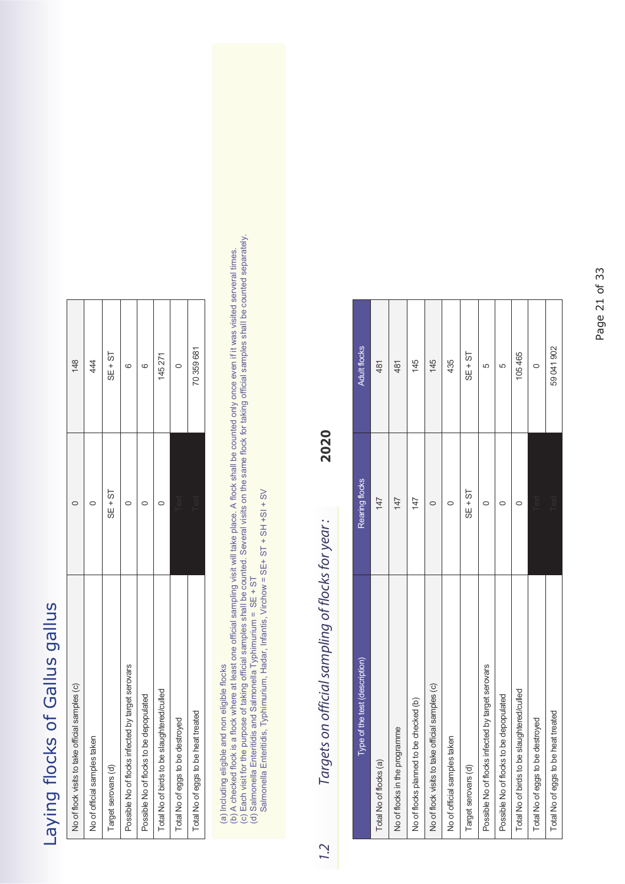# Laying flocks of Gallus gallus

| | | |
|---|---|---|
| No of flock visits to take official samples (c) | 0 | 148 |
| No of official samples taken | 0 | 444 |
| Target serovars (d) | SE + ST | SE + ST |
| Possible No of flocks infected by target serovars | 0 | 6 |
| Possible No of flocks to be depopulated | 0 | 6 |
| Total No of birds to be slaughtered/culled | 0 | 145 271 |
| Total No of eggs to be destroyed | Text | 0 |
| Total No of eggs to be heat treated | Text | 70 359 681 |

(a) Including eligible and non eligible flocks
(b) A checked flock is a flock where at least one official sampling visit will take place. A flock shall be counted only once even if it was visited serveral times.
(c) Each visit for the purpose of taking official samples shall be counted. Several visits on the same flock for taking official samples shall be counted separately.
(d) Salmonella Enteritidis and Salmonella Typhimurium = SE + ST
Salmonella Enteritidis, Typhimurium, Hadar, Infantis, Virchow = SE+ ST + SH +SI + SV

## 1.2 *Targets on official sampling of flocks for year :* 2020

| Type of the test (description) | Rearing flocks | Adult flocks |
|---|---|---|
| Total No of flocks (a) | 147 | 481 |
| No of flocks in the programme | 147 | 481 |
| No of flocks planned to be checked (b) | 147 | 145 |
| No of flock visits to take official samples (c) | 0 | 145 |
| No of official samples taken | 0 | 435 |
| Target serovars (d) | SE + ST | SE + ST |
| Possible No of flocks infected by target serovars | 0 | 5 |
| Possible No of flocks to be depopulated | 0 | 5 |
| Total No of birds to be slaughtered/culled | 0 | 105 465 |
| Total No of eggs to be destroyed | Text | 0 |
| Total No of eggs to be heat treated | Text | 59 041 902 |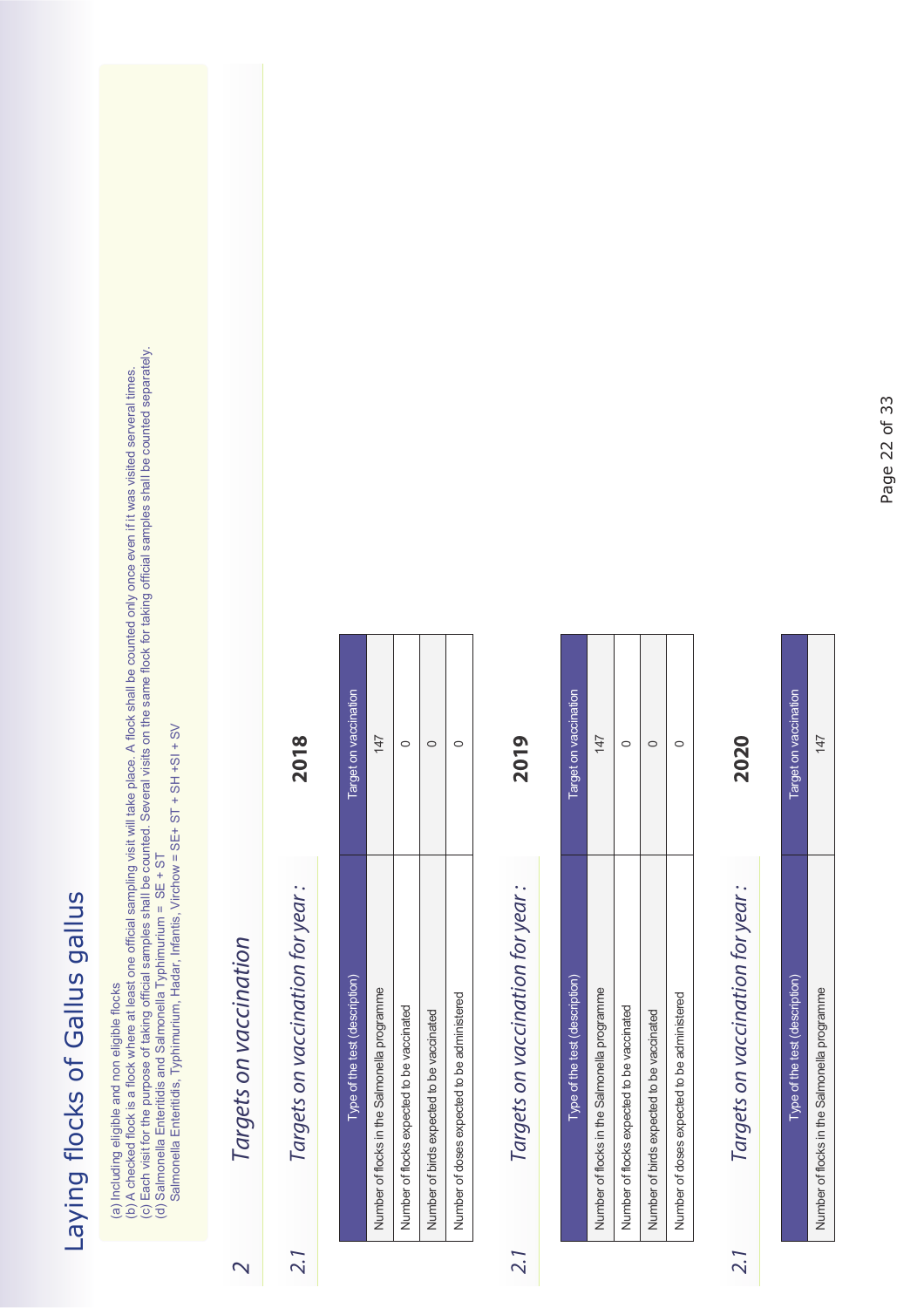# Laying flocks of Gallus gallus

(a) Including eligible and non eligible flocks
(b) A checked flock is a flock where at least one official sampling visit will take place. A flock shall be counted only once even if it was visited serveral times.
(c) Each visit for the purpose of taking official samples shall be counted. Several visits on the same flock for taking official samples shall be counted separately.
(d) Salmonella Enteritidis and Salmonella Typhimurium = SE + ST
Salmonella Enteritidis, Typhimurium, Hadar, Infantis, Virchow = SE+ ST + SH +SI + SV

## 2 Targets on vaccination

### 2.1 Targets on vaccination for year : 2018

| Type of the test (description) | Target on vaccination |
|---|---|
| Number of flocks in the Salmonella programme | 147 |
| Number of flocks expected to be vaccinated | 0 |
| Number of birds expected to be vaccinated | 0 |
| Number of doses expected to be administered | 0 |

### 2.1 Targets on vaccination for year : 2019

| Type of the test (description) | Target on vaccination |
|---|---|
| Number of flocks in the Salmonella programme | 147 |
| Number of flocks expected to be vaccinated | 0 |
| Number of birds expected to be vaccinated | 0 |
| Number of doses expected to be administered | 0 |

### 2.1 Targets on vaccination for year : 2020

| Type of the test (description) | Target on vaccination |
|---|---|
| Number of flocks in the Salmonella programme | 147 |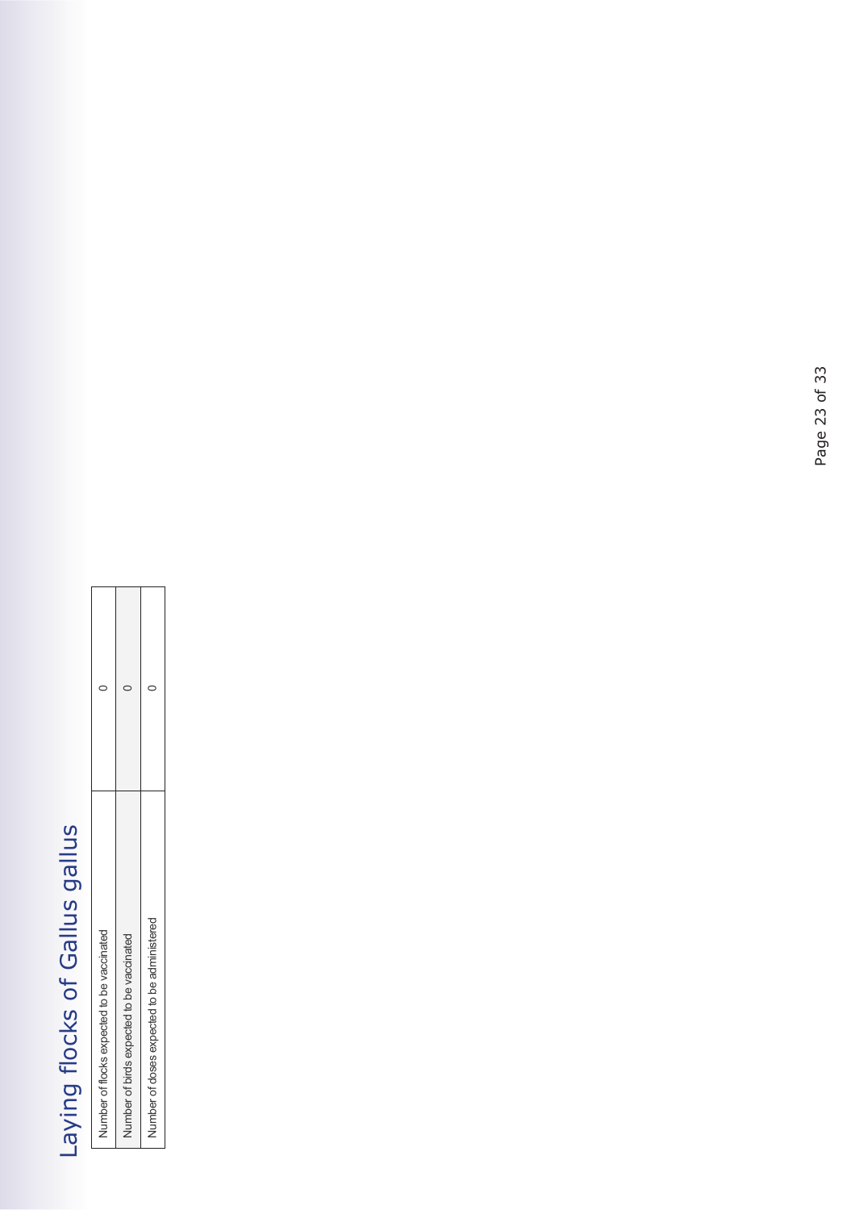# Laying flocks of Gallus gallus

| | |
|---|---|
| Number of flocks expected to be vaccinated | 0 |
| Number of birds expected to be vaccinated | 0 |
| Number of doses expected to be administered | 0 |